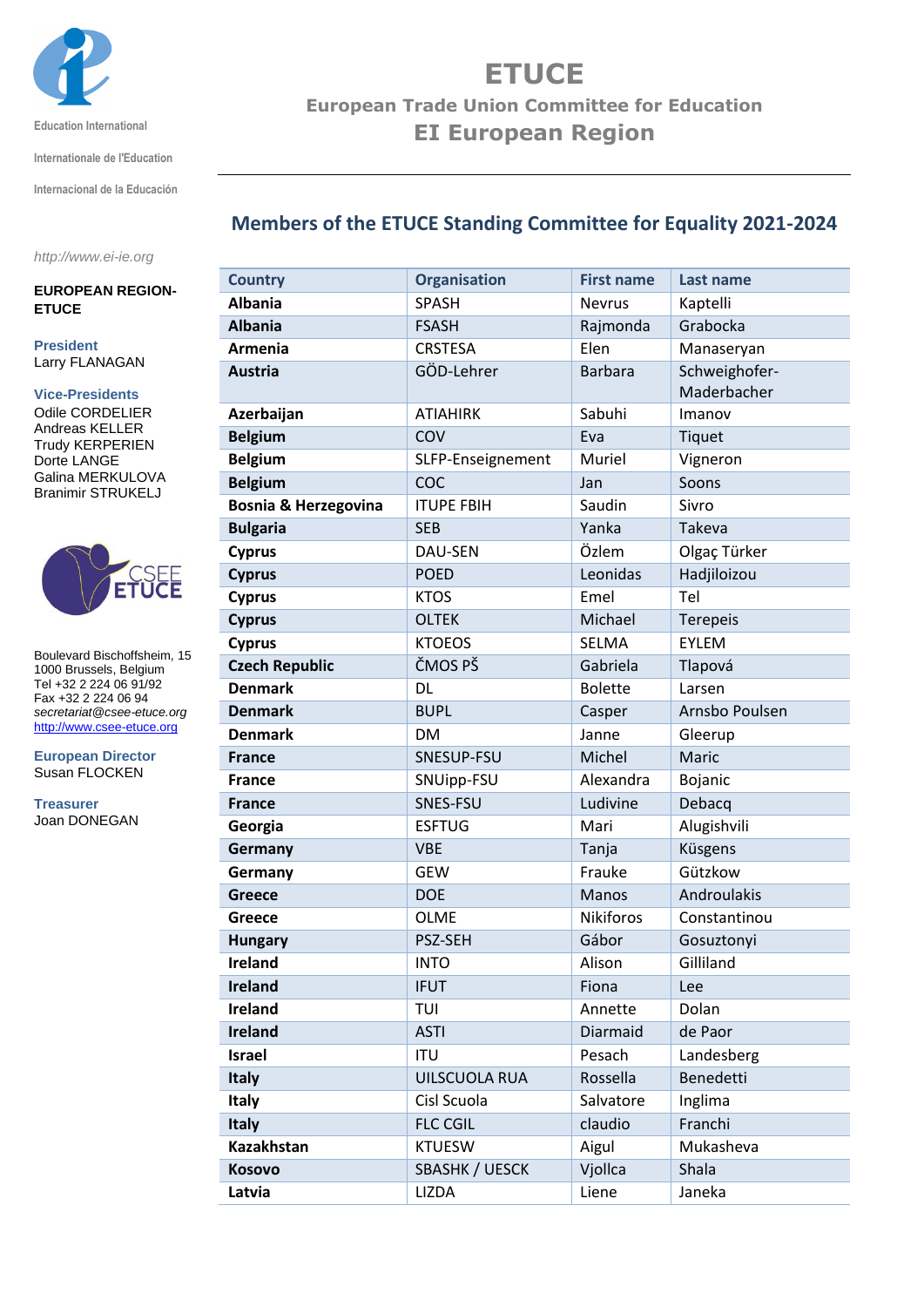Education International

Internationale de l'Education

Internacional de la Educación

*http://www.ei-ie.org*

**EUROPEAN REGION-ETUCE**

**President**
Larry FLANAGAN

**Vice-Presidents**
Odile CORDELIER
Andreas KELLER
Trudy KERPERIEN
Dorte LANGE
Galina MERKULOVA
Branimir STRUKELJ

Boulevard Bischoffsheim, 15
1000 Brussels, Belgium
Tel +32 2 224 06 91/92
Fax +32 2 224 06 94
*secretariat@csee-etuce.org*
http://www.csee-etuce.org

**European Director**
Susan FLOCKEN

**Treasurer**
Joan DONEGAN

# ETUCE

## European Trade Union Committee for Education

## EI European Region

## Members of the ETUCE Standing Committee for Equality 2021-2024

| Country | Organisation | First name | Last name |
|---|---|---|---|
| **Albania** | SPASH | Nevrus | Kaptelli |
| **Albania** | FSASH | Rajmonda | Grabocka |
| **Armenia** | CRSTESA | Elen | Manaseryan |
| **Austria** | GÖD-Lehrer | Barbara | Schweighofer-Maderbacher |
| **Azerbaijan** | ATIAHIRK | Sabuhi | Imanov |
| **Belgium** | COV | Eva | Tiquet |
| **Belgium** | SLFP-Enseignement | Muriel | Vigneron |
| **Belgium** | COC | Jan | Soons |
| **Bosnia & Herzegovina** | ITUPE FBIH | Saudin | Sivro |
| **Bulgaria** | SEB | Yanka | Takeva |
| **Cyprus** | DAU-SEN | Özlem | Olgaç Türker |
| **Cyprus** | POED | Leonidas | Hadjiloizou |
| **Cyprus** | KTOS | Emel | Tel |
| **Cyprus** | OLTEK | Michael | Terepeis |
| **Cyprus** | KTOEOS | SELMA | EYLEM |
| **Czech Republic** | ČMOS PŠ | Gabriela | Tlapová |
| **Denmark** | DL | Bolette | Larsen |
| **Denmark** | BUPL | Casper | Arnsbo Poulsen |
| **Denmark** | DM | Janne | Gleerup |
| **France** | SNESUP-FSU | Michel | Maric |
| **France** | SNUipp-FSU | Alexandra | Bojanic |
| **France** | SNES-FSU | Ludivine | Debacq |
| **Georgia** | ESFTUG | Mari | Alugishvili |
| **Germany** | VBE | Tanja | Küsgens |
| **Germany** | GEW | Frauke | Gützkow |
| **Greece** | DOE | Manos | Androulakis |
| **Greece** | OLME | Nikiforos | Constantinou |
| **Hungary** | PSZ-SEH | Gábor | Gosuztonyi |
| **Ireland** | INTO | Alison | Gilliland |
| **Ireland** | IFUT | Fiona | Lee |
| **Ireland** | TUI | Annette | Dolan |
| **Ireland** | ASTI | Diarmaid | de Paor |
| **Israel** | ITU | Pesach | Landesberg |
| **Italy** | UILSCUOLA RUA | Rossella | Benedetti |
| **Italy** | Cisl Scuola | Salvatore | Inglima |
| **Italy** | FLC CGIL | claudio | Franchi |
| **Kazakhstan** | KTUESW | Aigul | Mukasheva |
| **Kosovo** | SBASHK / UESCK | Vjollca | Shala |
| **Latvia** | LIZDA | Liene | Janeka |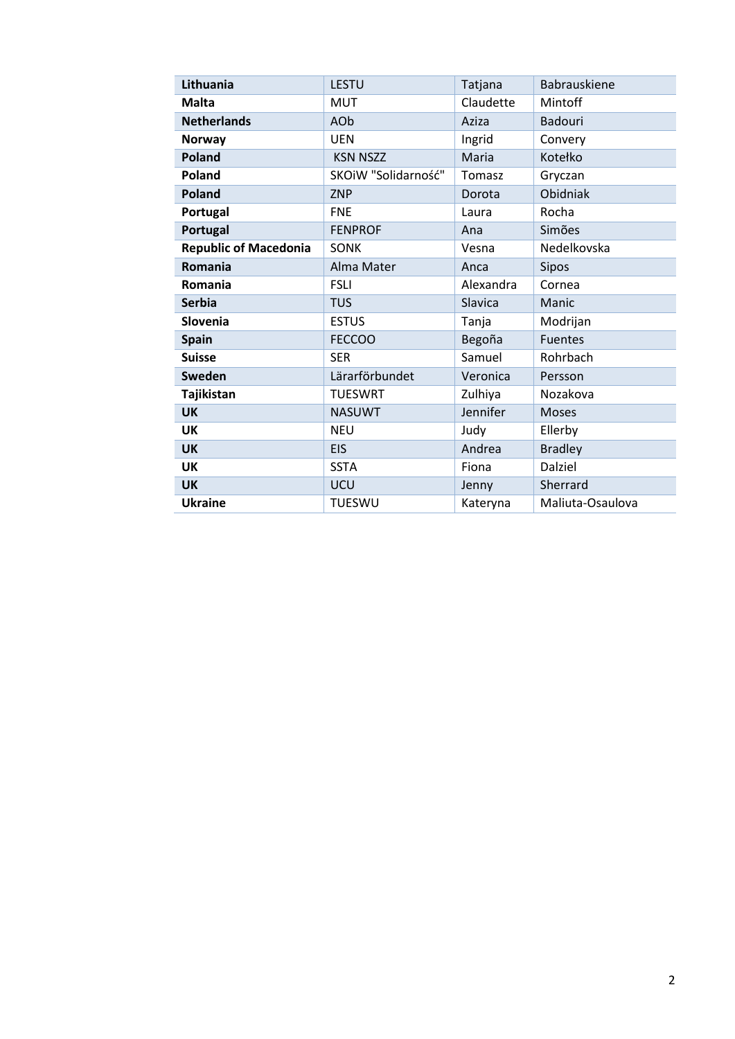| | | | |
|---|---|---|---|
| **Lithuania** | LESTU | Tatjana | Babrauskiene |
| **Malta** | MUT | Claudette | Mintoff |
| **Netherlands** | AOb | Aziza | Badouri |
| **Norway** | UEN | Ingrid | Convery |
| **Poland** | KSN NSZZ | Maria | Kotełko |
| **Poland** | SKOiW "Solidarność" | Tomasz | Gryczan |
| **Poland** | ZNP | Dorota | Obidniak |
| **Portugal** | FNE | Laura | Rocha |
| **Portugal** | FENPROF | Ana | Simões |
| **Republic of Macedonia** | SONK | Vesna | Nedelkovska |
| **Romania** | Alma Mater | Anca | Sipos |
| **Romania** | FSLI | Alexandra | Cornea |
| **Serbia** | TUS | Slavica | Manic |
| **Slovenia** | ESTUS | Tanja | Modrijan |
| **Spain** | FECCOO | Begoña | Fuentes |
| **Suisse** | SER | Samuel | Rohrbach |
| **Sweden** | Lärarförbundet | Veronica | Persson |
| **Tajikistan** | TUESWRT | Zulhiya | Nozakova |
| **UK** | NASUWT | Jennifer | Moses |
| **UK** | NEU | Judy | Ellerby |
| **UK** | EIS | Andrea | Bradley |
| **UK** | SSTA | Fiona | Dalziel |
| **UK** | UCU | Jenny | Sherrard |
| **Ukraine** | TUESWU | Kateryna | Maliuta-Osaulova |